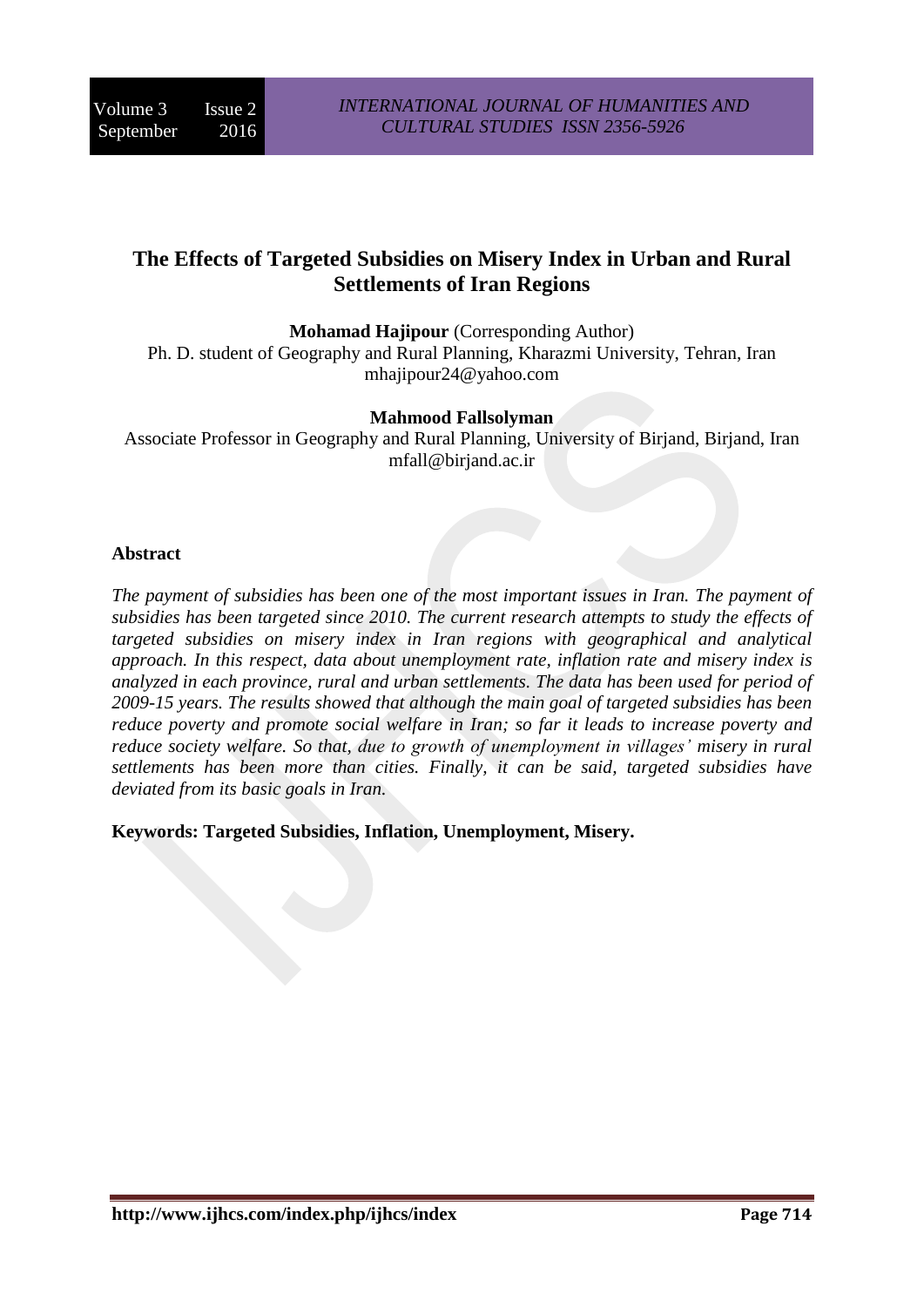# The Effects of Targeted Subsidies on Misery Index in Urban and Rural Settlements of Iran Regions

**Mohamad Hajipour** (Corresponding Author)
Ph. D. student of Geography and Rural Planning, Kharazmi University, Tehran, Iran
mhajipour24@yahoo.com

**Mahmood Fallsolyman**
Associate Professor in Geography and Rural Planning, University of Birjand, Birjand, Iran
mfall@birjand.ac.ir

## Abstract

*The payment of subsidies has been one of the most important issues in Iran. The payment of subsidies has been targeted since 2010. The current research attempts to study the effects of targeted subsidies on misery index in Iran regions with geographical and analytical approach. In this respect, data about unemployment rate, inflation rate and misery index is analyzed in each province, rural and urban settlements. The data has been used for period of 2009-15 years. The results showed that although the main goal of targeted subsidies has been reduce poverty and promote social welfare in Iran; so far it leads to increase poverty and reduce society welfare. So that, due to growth of unemployment in villages' misery in rural settlements has been more than cities. Finally, it can be said, targeted subsidies have deviated from its basic goals in Iran.*

**Keywords: Targeted Subsidies, Inflation, Unemployment, Misery.**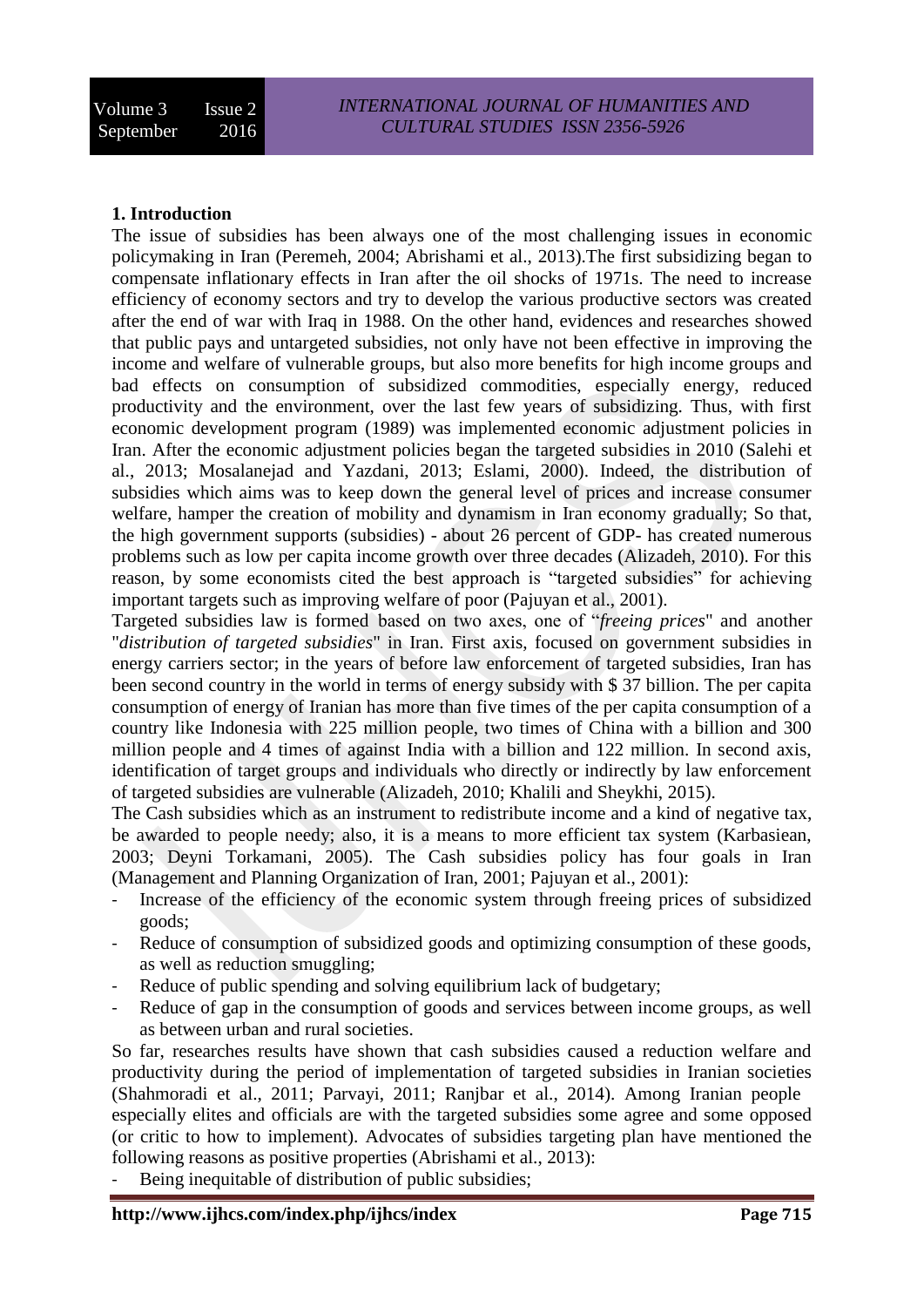## 1. Introduction

The issue of subsidies has been always one of the most challenging issues in economic policymaking in Iran (Peremeh, 2004; Abrishami et al., 2013).The first subsidizing began to compensate inflationary effects in Iran after the oil shocks of 1971s. The need to increase efficiency of economy sectors and try to develop the various productive sectors was created after the end of war with Iraq in 1988. On the other hand, evidences and researches showed that public pays and untargeted subsidies, not only have not been effective in improving the income and welfare of vulnerable groups, but also more benefits for high income groups and bad effects on consumption of subsidized commodities, especially energy, reduced productivity and the environment, over the last few years of subsidizing. Thus, with first economic development program (1989) was implemented economic adjustment policies in Iran. After the economic adjustment policies began the targeted subsidies in 2010 (Salehi et al., 2013; Mosalanejad and Yazdani, 2013; Eslami, 2000). Indeed, the distribution of subsidies which aims was to keep down the general level of prices and increase consumer welfare, hamper the creation of mobility and dynamism in Iran economy gradually; So that, the high government supports (subsidies) - about 26 percent of GDP- has created numerous problems such as low per capita income growth over three decades (Alizadeh, 2010). For this reason, by some economists cited the best approach is "targeted subsidies" for achieving important targets such as improving welfare of poor (Pajuyan et al., 2001).

Targeted subsidies law is formed based on two axes, one of "*freeing prices*" and another "*distribution of targeted subsidies*" in Iran. First axis, focused on government subsidies in energy carriers sector; in the years of before law enforcement of targeted subsidies, Iran has been second country in the world in terms of energy subsidy with $ 37 billion. The per capita consumption of energy of Iranian has more than five times of the per capita consumption of a country like Indonesia with 225 million people, two times of China with a billion and 300 million people and 4 times of against India with a billion and 122 million. In second axis, identification of target groups and individuals who directly or indirectly by law enforcement of targeted subsidies are vulnerable (Alizadeh, 2010; Khalili and Sheykhi, 2015).

The Cash subsidies which as an instrument to redistribute income and a kind of negative tax, be awarded to people needy; also, it is a means to more efficient tax system (Karbasiean, 2003; Deyni Torkamani, 2005). The Cash subsidies policy has four goals in Iran (Management and Planning Organization of Iran, 2001; Pajuyan et al., 2001):

- Increase of the efficiency of the economic system through freeing prices of subsidized goods;
- Reduce of consumption of subsidized goods and optimizing consumption of these goods, as well as reduction smuggling;
- Reduce of public spending and solving equilibrium lack of budgetary;
- Reduce of gap in the consumption of goods and services between income groups, as well as between urban and rural societies.

So far, researches results have shown that cash subsidies caused a reduction welfare and productivity during the period of implementation of targeted subsidies in Iranian societies (Shahmoradi et al., 2011; Parvayi, 2011; Ranjbar et al., 2014). Among Iranian people especially elites and officials are with the targeted subsidies some agree and some opposed (or critic to how to implement). Advocates of subsidies targeting plan have mentioned the following reasons as positive properties (Abrishami et al., 2013):

- Being inequitable of distribution of public subsidies;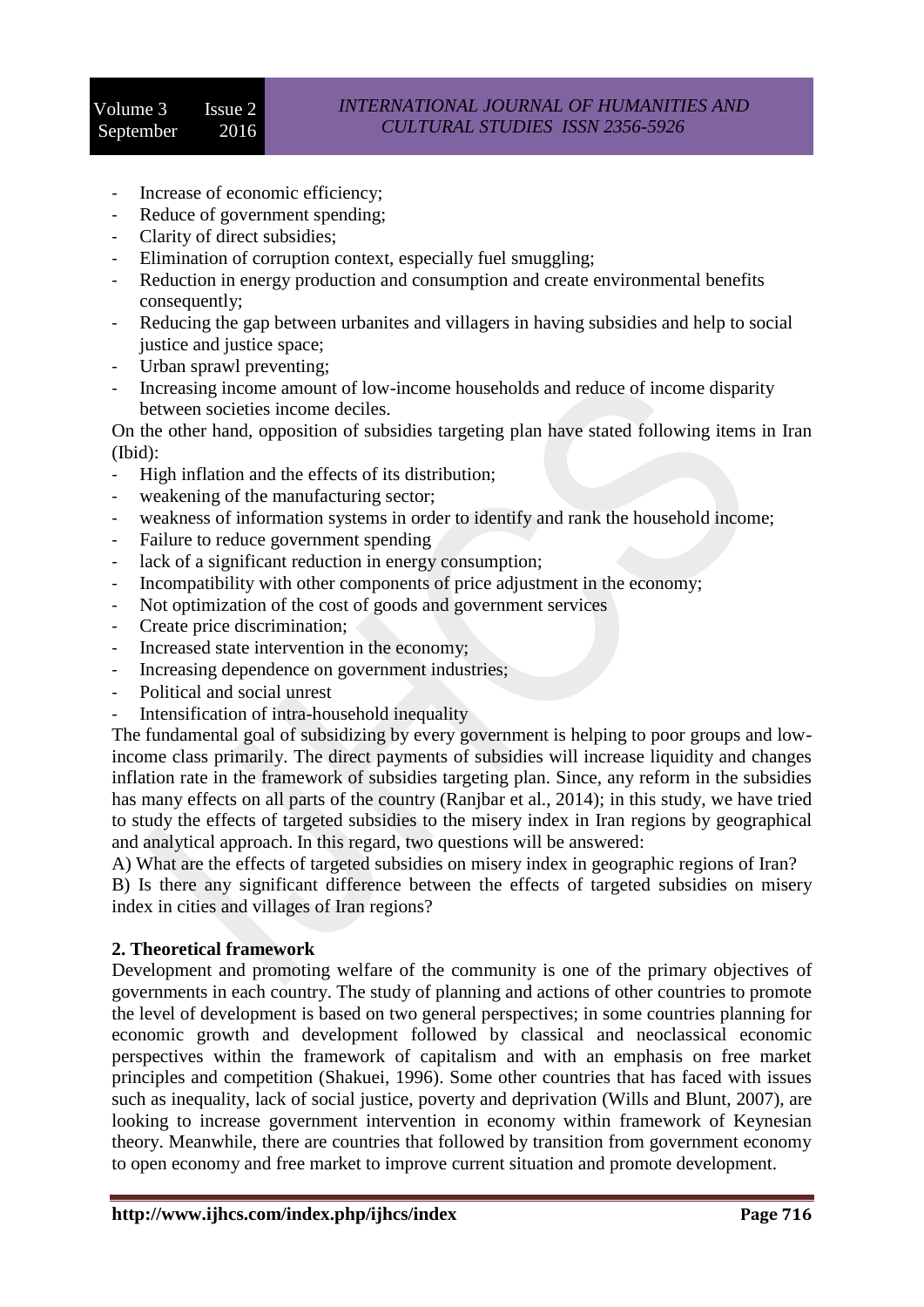- Increase of economic efficiency;
- Reduce of government spending;
- Clarity of direct subsidies;
- Elimination of corruption context, especially fuel smuggling;
- Reduction in energy production and consumption and create environmental benefits consequently;
- Reducing the gap between urbanites and villagers in having subsidies and help to social justice and justice space;
- Urban sprawl preventing;
- Increasing income amount of low-income households and reduce of income disparity between societies income deciles.

On the other hand, opposition of subsidies targeting plan have stated following items in Iran (Ibid):

- High inflation and the effects of its distribution;
- weakening of the manufacturing sector;
- weakness of information systems in order to identify and rank the household income;
- Failure to reduce government spending
- lack of a significant reduction in energy consumption;
- Incompatibility with other components of price adjustment in the economy;
- Not optimization of the cost of goods and government services
- Create price discrimination;
- Increased state intervention in the economy;
- Increasing dependence on government industries;
- Political and social unrest
- Intensification of intra-household inequality

The fundamental goal of subsidizing by every government is helping to poor groups and low-income class primarily. The direct payments of subsidies will increase liquidity and changes inflation rate in the framework of subsidies targeting plan. Since, any reform in the subsidies has many effects on all parts of the country (Ranjbar et al., 2014); in this study, we have tried to study the effects of targeted subsidies to the misery index in Iran regions by geographical and analytical approach. In this regard, two questions will be answered:

A) What are the effects of targeted subsidies on misery index in geographic regions of Iran?

B) Is there any significant difference between the effects of targeted subsidies on misery index in cities and villages of Iran regions?

## 2. Theoretical framework

Development and promoting welfare of the community is one of the primary objectives of governments in each country. The study of planning and actions of other countries to promote the level of development is based on two general perspectives; in some countries planning for economic growth and development followed by classical and neoclassical economic perspectives within the framework of capitalism and with an emphasis on free market principles and competition (Shakuei, 1996). Some other countries that has faced with issues such as inequality, lack of social justice, poverty and deprivation (Wills and Blunt, 2007), are looking to increase government intervention in economy within framework of Keynesian theory. Meanwhile, there are countries that followed by transition from government economy to open economy and free market to improve current situation and promote development.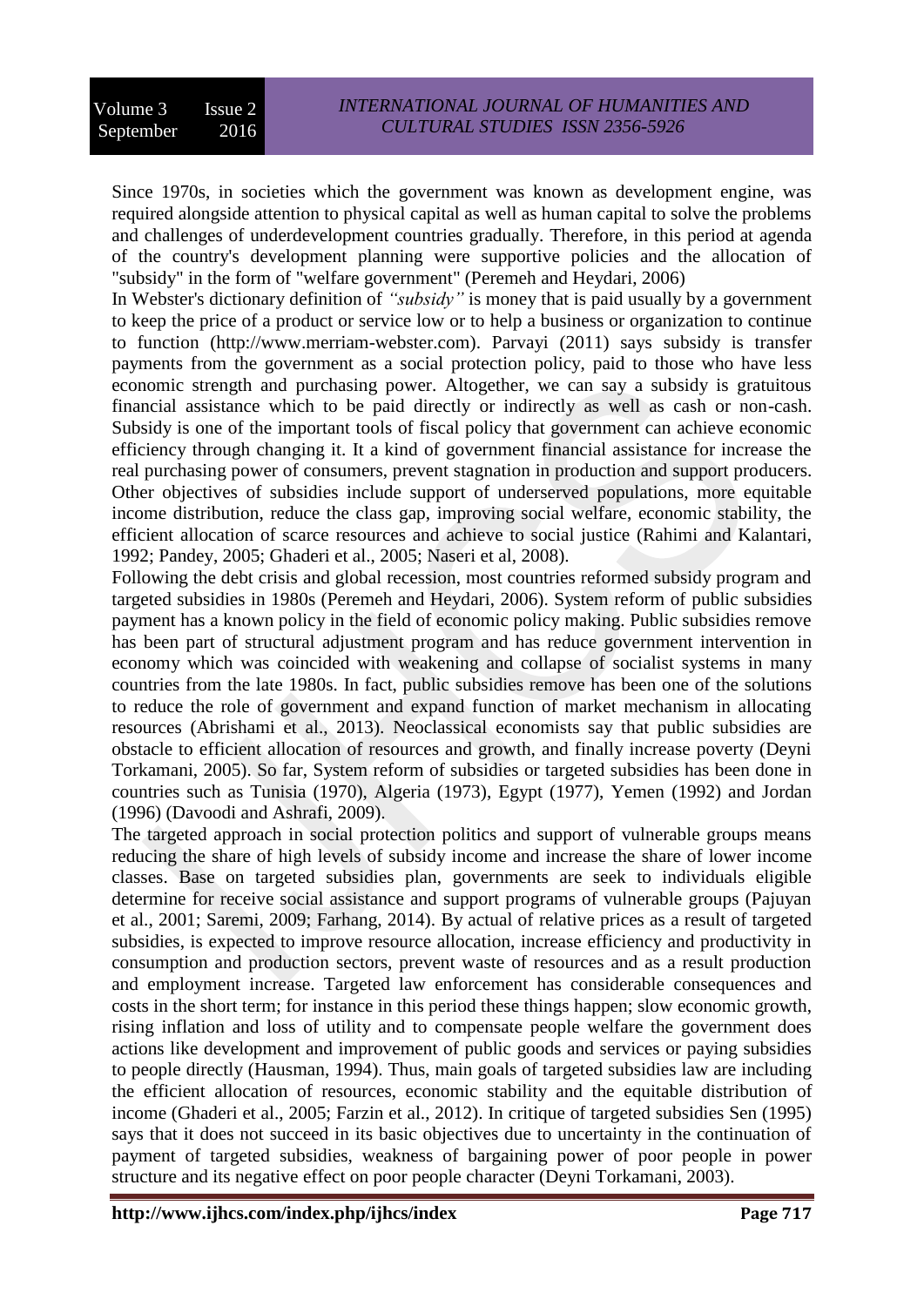Since 1970s, in societies which the government was known as development engine, was required alongside attention to physical capital as well as human capital to solve the problems and challenges of underdevelopment countries gradually. Therefore, in this period at agenda of the country's development planning were supportive policies and the allocation of "subsidy" in the form of "welfare government" (Peremeh and Heydari, 2006)

In Webster's dictionary definition of *"subsidy"* is money that is paid usually by a government to keep the price of a product or service low or to help a business or organization to continue to function (http://www.merriam-webster.com). Parvayi (2011) says subsidy is transfer payments from the government as a social protection policy, paid to those who have less economic strength and purchasing power. Altogether, we can say a subsidy is gratuitous financial assistance which to be paid directly or indirectly as well as cash or non-cash. Subsidy is one of the important tools of fiscal policy that government can achieve economic efficiency through changing it. It a kind of government financial assistance for increase the real purchasing power of consumers, prevent stagnation in production and support producers. Other objectives of subsidies include support of underserved populations, more equitable income distribution, reduce the class gap, improving social welfare, economic stability, the efficient allocation of scarce resources and achieve to social justice (Rahimi and Kalantari, 1992; Pandey, 2005; Ghaderi et al., 2005; Naseri et al, 2008).

Following the debt crisis and global recession, most countries reformed subsidy program and targeted subsidies in 1980s (Peremeh and Heydari, 2006). System reform of public subsidies payment has a known policy in the field of economic policy making. Public subsidies remove has been part of structural adjustment program and has reduce government intervention in economy which was coincided with weakening and collapse of socialist systems in many countries from the late 1980s. In fact, public subsidies remove has been one of the solutions to reduce the role of government and expand function of market mechanism in allocating resources (Abrishami et al., 2013). Neoclassical economists say that public subsidies are obstacle to efficient allocation of resources and growth, and finally increase poverty (Deyni Torkamani, 2005). So far, System reform of subsidies or targeted subsidies has been done in countries such as Tunisia (1970), Algeria (1973), Egypt (1977), Yemen (1992) and Jordan (1996) (Davoodi and Ashrafi, 2009).

The targeted approach in social protection politics and support of vulnerable groups means reducing the share of high levels of subsidy income and increase the share of lower income classes. Base on targeted subsidies plan, governments are seek to individuals eligible determine for receive social assistance and support programs of vulnerable groups (Pajuyan et al., 2001; Saremi, 2009; Farhang, 2014). By actual of relative prices as a result of targeted subsidies, is expected to improve resource allocation, increase efficiency and productivity in consumption and production sectors, prevent waste of resources and as a result production and employment increase. Targeted law enforcement has considerable consequences and costs in the short term; for instance in this period these things happen; slow economic growth, rising inflation and loss of utility and to compensate people welfare the government does actions like development and improvement of public goods and services or paying subsidies to people directly (Hausman, 1994). Thus, main goals of targeted subsidies law are including the efficient allocation of resources, economic stability and the equitable distribution of income (Ghaderi et al., 2005; Farzin et al., 2012). In critique of targeted subsidies Sen (1995) says that it does not succeed in its basic objectives due to uncertainty in the continuation of payment of targeted subsidies, weakness of bargaining power of poor people in power structure and its negative effect on poor people character (Deyni Torkamani, 2003).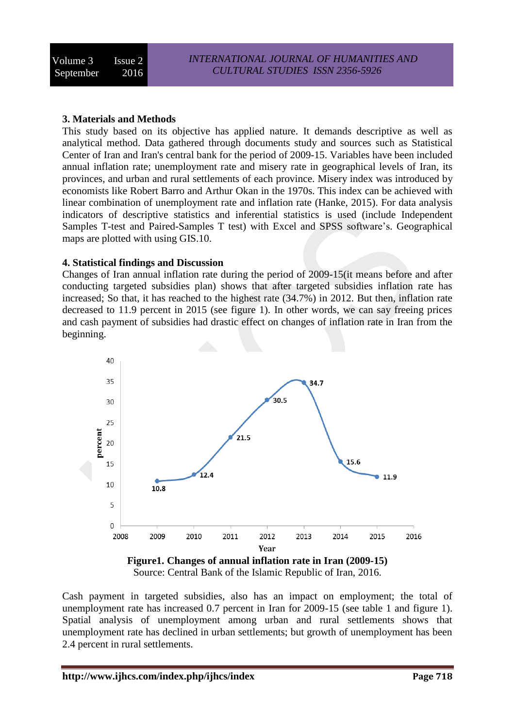### 3. Materials and Methods

This study based on its objective has applied nature. It demands descriptive as well as analytical method. Data gathered through documents study and sources such as Statistical Center of Iran and Iran's central bank for the period of 2009-15. Variables have been included annual inflation rate; unemployment rate and misery rate in geographical levels of Iran, its provinces, and urban and rural settlements of each province. Misery index was introduced by economists like Robert Barro and Arthur Okan in the 1970s. This index can be achieved with linear combination of unemployment rate and inflation rate (Hanke, 2015). For data analysis indicators of descriptive statistics and inferential statistics is used (include Independent Samples T-test and Paired-Samples T test) with Excel and SPSS software's. Geographical maps are plotted with using GIS.10.

### 4. Statistical findings and Discussion

Changes of Iran annual inflation rate during the period of 2009-15(it means before and after conducting targeted subsidies plan) shows that after targeted subsidies inflation rate has increased; So that, it has reached to the highest rate (34.7%) in 2012. But then, inflation rate decreased to 11.9 percent in 2015 (see figure 1). In other words, we can say freeing prices and cash payment of subsidies had drastic effect on changes of inflation rate in Iran from the beginning.

**Figure1. Changes of annual inflation rate in Iran (2009-15)**

Source: Central Bank of the Islamic Republic of Iran, 2016.

Cash payment in targeted subsidies, also has an impact on employment; the total of unemployment rate has increased 0.7 percent in Iran for 2009-15 (see table 1 and figure 1). Spatial analysis of unemployment among urban and rural settlements shows that unemployment rate has declined in urban settlements; but growth of unemployment has been 2.4 percent in rural settlements.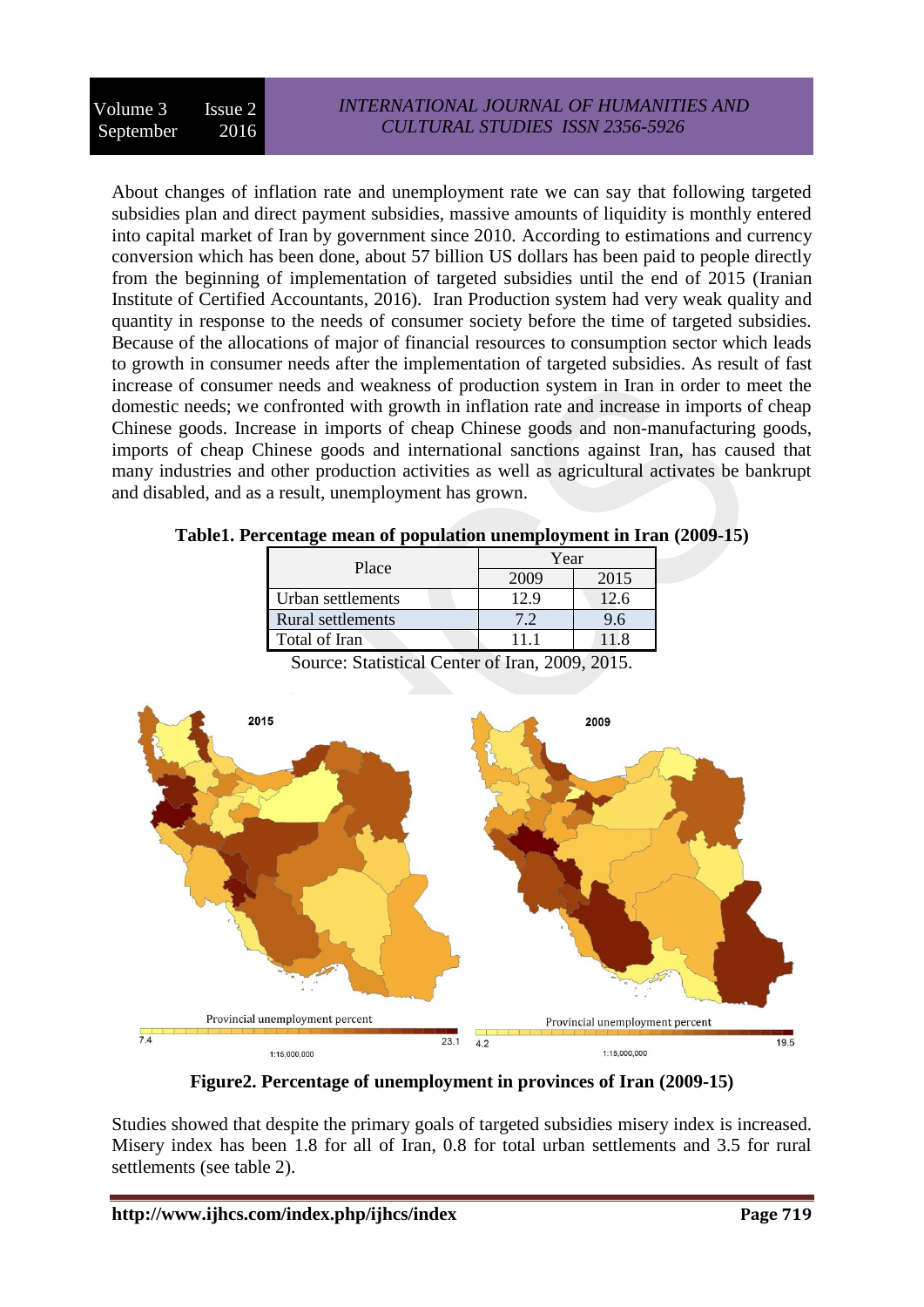About changes of inflation rate and unemployment rate we can say that following targeted subsidies plan and direct payment subsidies, massive amounts of liquidity is monthly entered into capital market of Iran by government since 2010. According to estimations and currency conversion which has been done, about 57 billion US dollars has been paid to people directly from the beginning of implementation of targeted subsidies until the end of 2015 (Iranian Institute of Certified Accountants, 2016). Iran Production system had very weak quality and quantity in response to the needs of consumer society before the time of targeted subsidies. Because of the allocations of major of financial resources to consumption sector which leads to growth in consumer needs after the implementation of targeted subsidies. As result of fast increase of consumer needs and weakness of production system in Iran in order to meet the domestic needs; we confronted with growth in inflation rate and increase in imports of cheap Chinese goods. Increase in imports of cheap Chinese goods and non-manufacturing goods, imports of cheap Chinese goods and international sanctions against Iran, has caused that many industries and other production activities as well as agricultural activates be bankrupt and disabled, and as a result, unemployment has grown.

**Table1. Percentage mean of population unemployment in Iran (2009-15)**

| Place | Year | |
|---|---|---|
| | 2009 | 2015 |
| Urban settlements | 12.9 | 12.6 |
| Rural settlements | 7.2 | 9.6 |
| Total of Iran | 11.1 | 11.8 |

Source: Statistical Center of Iran, 2009, 2015.

**Figure2. Percentage of unemployment in provinces of Iran (2009-15)**

Studies showed that despite the primary goals of targeted subsidies misery index is increased. Misery index has been 1.8 for all of Iran, 0.8 for total urban settlements and 3.5 for rural settlements (see table 2).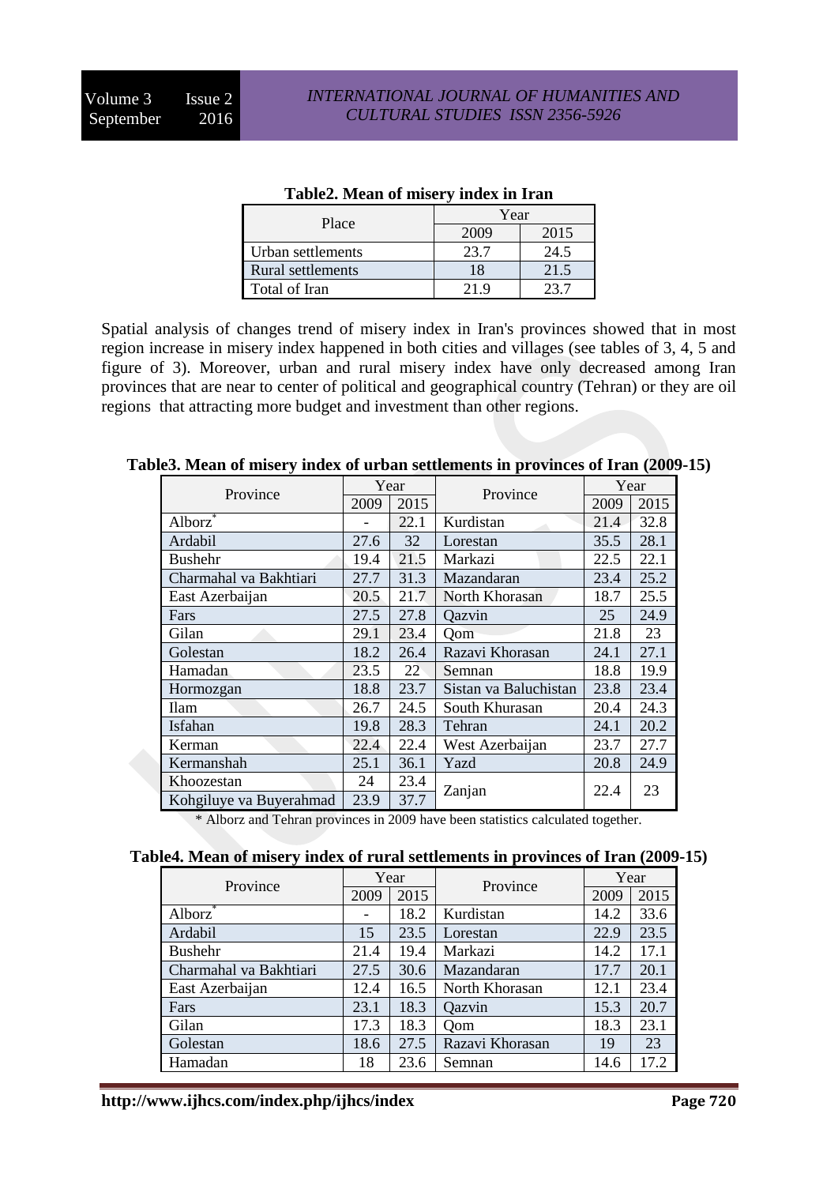**Table2. Mean of misery index in Iran**

| Place | Year | |
|---|---|---|
| | 2009 | 2015 |
| Urban settlements | 23.7 | 24.5 |
| Rural settlements | 18 | 21.5 |
| Total of Iran | 21.9 | 23.7 |

Spatial analysis of changes trend of misery index in Iran's provinces showed that in most region increase in misery index happened in both cities and villages (see tables of 3, 4, 5 and figure of 3). Moreover, urban and rural misery index have only decreased among Iran provinces that are near to center of political and geographical country (Tehran) or they are oil regions that attracting more budget and investment than other regions.

**Table3. Mean of misery index of urban settlements in provinces of Iran (2009-15)**

| Province | Year | | Province | Year | |
|---|---|---|---|---|---|
| | 2009 | 2015 | | 2009 | 2015 |
| Alborz* | - | 22.1 | Kurdistan | 21.4 | 32.8 |
| Ardabil | 27.6 | 32 | Lorestan | 35.5 | 28.1 |
| Bushehr | 19.4 | 21.5 | Markazi | 22.5 | 22.1 |
| Charmahal va Bakhtiari | 27.7 | 31.3 | Mazandaran | 23.4 | 25.2 |
| East Azerbaijan | 20.5 | 21.7 | North Khorasan | 18.7 | 25.5 |
| Fars | 27.5 | 27.8 | Qazvin | 25 | 24.9 |
| Gilan | 29.1 | 23.4 | Qom | 21.8 | 23 |
| Golestan | 18.2 | 26.4 | Razavi Khorasan | 24.1 | 27.1 |
| Hamadan | 23.5 | 22 | Semnan | 18.8 | 19.9 |
| Hormozgan | 18.8 | 23.7 | Sistan va Baluchistan | 23.8 | 23.4 |
| Ilam | 26.7 | 24.5 | South Khurasan | 20.4 | 24.3 |
| Isfahan | 19.8 | 28.3 | Tehran | 24.1 | 20.2 |
| Kerman | 22.4 | 22.4 | West Azerbaijan | 23.7 | 27.7 |
| Kermanshah | 25.1 | 36.1 | Yazd | 20.8 | 24.9 |
| Khoozestan | 24 | 23.4 | Zanjan | 22.4 | 23 |
| Kohgiluye va Buyerahmad | 23.9 | 37.7 | | | |

\* Alborz and Tehran provinces in 2009 have been statistics calculated together.

**Table4. Mean of misery index of rural settlements in provinces of Iran (2009-15)**

| Province | Year | | Province | Year | |
|---|---|---|---|---|---|
| | 2009 | 2015 | | 2009 | 2015 |
| Alborz* | - | 18.2 | Kurdistan | 14.2 | 33.6 |
| Ardabil | 15 | 23.5 | Lorestan | 22.9 | 23.5 |
| Bushehr | 21.4 | 19.4 | Markazi | 14.2 | 17.1 |
| Charmahal va Bakhtiari | 27.5 | 30.6 | Mazandaran | 17.7 | 20.1 |
| East Azerbaijan | 12.4 | 16.5 | North Khorasan | 12.1 | 23.4 |
| Fars | 23.1 | 18.3 | Qazvin | 15.3 | 20.7 |
| Gilan | 17.3 | 18.3 | Qom | 18.3 | 23.1 |
| Golestan | 18.6 | 27.5 | Razavi Khorasan | 19 | 23 |
| Hamadan | 18 | 23.6 | Semnan | 14.6 | 17.2 |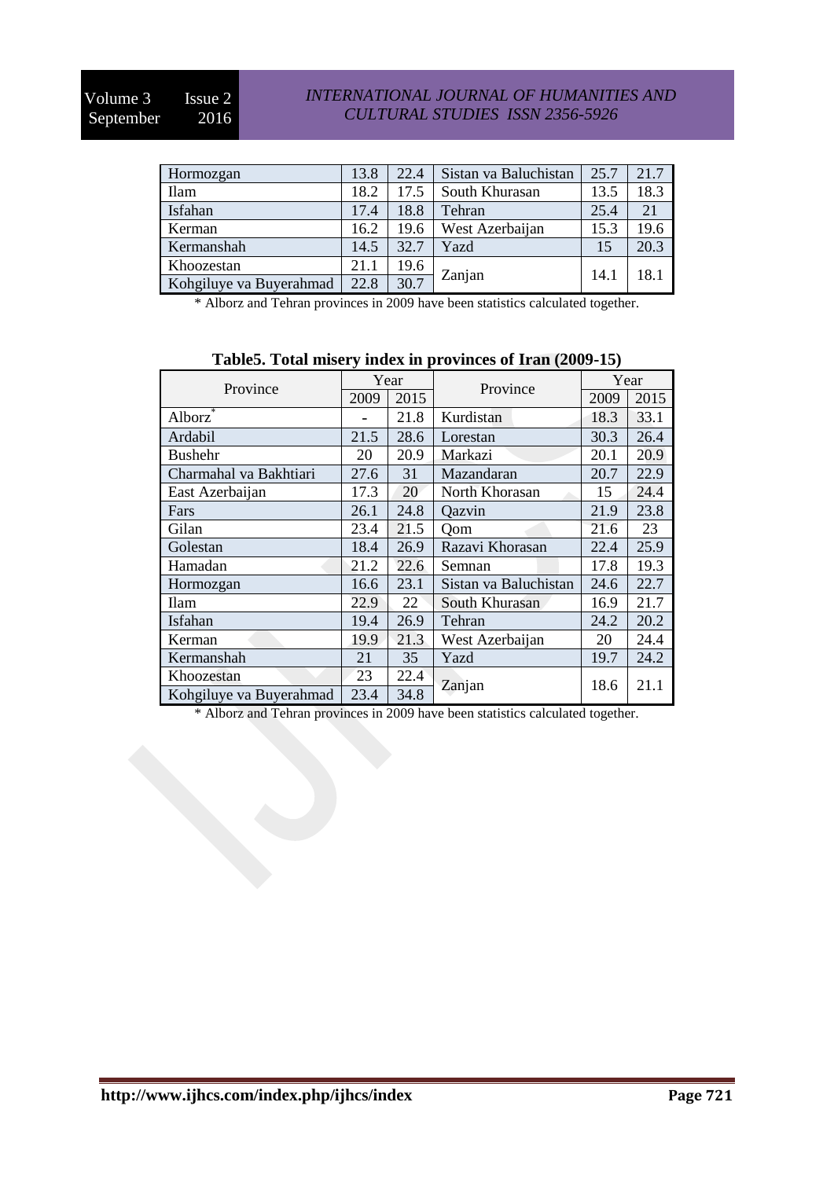| Hormozgan | 13.8 | 22.4 | Sistan va Baluchistan | 25.7 | 21.7 |
|---|---|---|---|---|---|
| Ilam | 18.2 | 17.5 | South Khurasan | 13.5 | 18.3 |
| Isfahan | 17.4 | 18.8 | Tehran | 25.4 | 21 |
| Kerman | 16.2 | 19.6 | West Azerbaijan | 15.3 | 19.6 |
| Kermanshah | 14.5 | 32.7 | Yazd | 15 | 20.3 |
| Khoozestan | 21.1 | 19.6 | Zanjan | 14.1 | 18.1 |
| Kohgiluye va Buyerahmad | 22.8 | 30.7 | | | |

* Alborz and Tehran provinces in 2009 have been statistics calculated together.

**Table5. Total misery index in provinces of Iran (2009-15)**

| Province | Year | | Province | Year | |
|---|---|---|---|---|---|
| | 2009 | 2015 | | 2009 | 2015 |
| Alborz* | - | 21.8 | Kurdistan | 18.3 | 33.1 |
| Ardabil | 21.5 | 28.6 | Lorestan | 30.3 | 26.4 |
| Bushehr | 20 | 20.9 | Markazi | 20.1 | 20.9 |
| Charmahal va Bakhtiari | 27.6 | 31 | Mazandaran | 20.7 | 22.9 |
| East Azerbaijan | 17.3 | 20 | North Khorasan | 15 | 24.4 |
| Fars | 26.1 | 24.8 | Qazvin | 21.9 | 23.8 |
| Gilan | 23.4 | 21.5 | Qom | 21.6 | 23 |
| Golestan | 18.4 | 26.9 | Razavi Khorasan | 22.4 | 25.9 |
| Hamadan | 21.2 | 22.6 | Semnan | 17.8 | 19.3 |
| Hormozgan | 16.6 | 23.1 | Sistan va Baluchistan | 24.6 | 22.7 |
| Ilam | 22.9 | 22 | South Khurasan | 16.9 | 21.7 |
| Isfahan | 19.4 | 26.9 | Tehran | 24.2 | 20.2 |
| Kerman | 19.9 | 21.3 | West Azerbaijan | 20 | 24.4 |
| Kermanshah | 21 | 35 | Yazd | 19.7 | 24.2 |
| Khoozestan | 23 | 22.4 | Zanjan | 18.6 | 21.1 |
| Kohgiluye va Buyerahmad | 23.4 | 34.8 | | | |

* Alborz and Tehran provinces in 2009 have been statistics calculated together.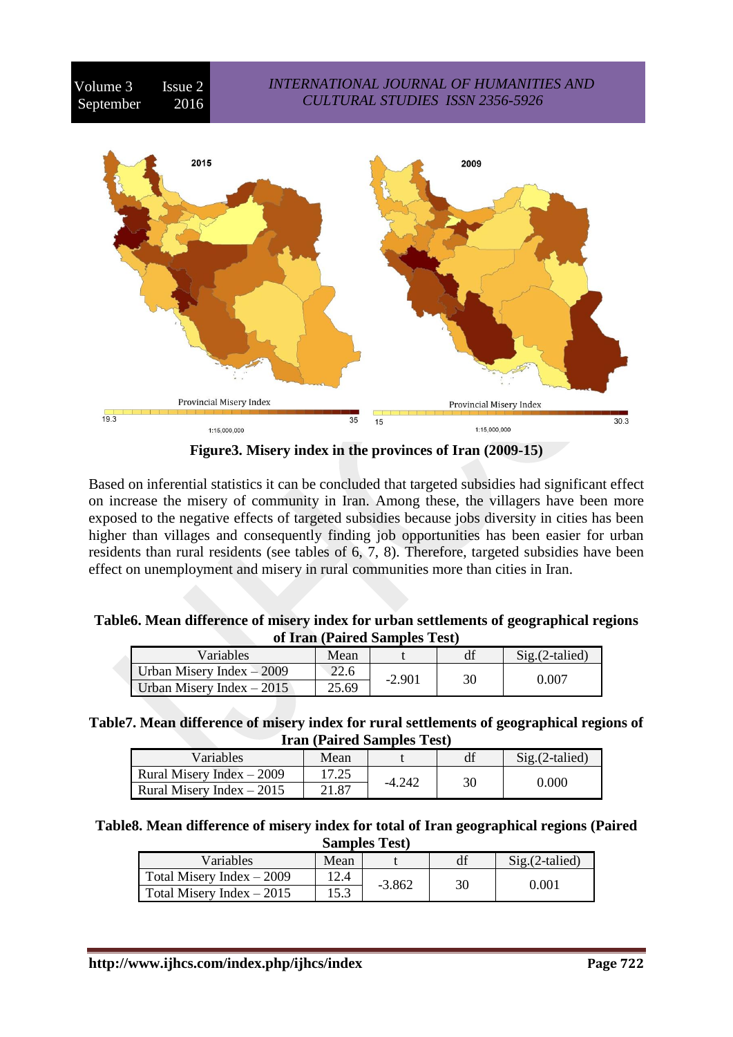**Figure3. Misery index in the provinces of Iran (2009-15)**

Based on inferential statistics it can be concluded that targeted subsidies had significant effect on increase the misery of community in Iran. Among these, the villagers have been more exposed to the negative effects of targeted subsidies because jobs diversity in cities has been higher than villages and consequently finding job opportunities has been easier for urban residents than rural residents (see tables of 6, 7, 8). Therefore, targeted subsidies have been effect on unemployment and misery in rural communities more than cities in Iran.

**Table6. Mean difference of misery index for urban settlements of geographical regions of Iran (Paired Samples Test)**

| Variables | Mean | t | df | Sig.(2-talied) |
|---|---|---|---|---|
| Urban Misery Index – 2009 | 22.6 | -2.901 | 30 | 0.007 |
| Urban Misery Index – 2015 | 25.69 | | | |

**Table7. Mean difference of misery index for rural settlements of geographical regions of Iran (Paired Samples Test)**

| Variables | Mean | t | df | Sig.(2-talied) |
|---|---|---|---|---|
| Rural Misery Index – 2009 | 17.25 | -4.242 | 30 | 0.000 |
| Rural Misery Index – 2015 | 21.87 | | | |

**Table8. Mean difference of misery index for total of Iran geographical regions (Paired Samples Test)**

| Variables | Mean | t | df | Sig.(2-talied) |
|---|---|---|---|---|
| Total Misery Index – 2009 | 12.4 | -3.862 | 30 | 0.001 |
| Total Misery Index – 2015 | 15.3 | | | |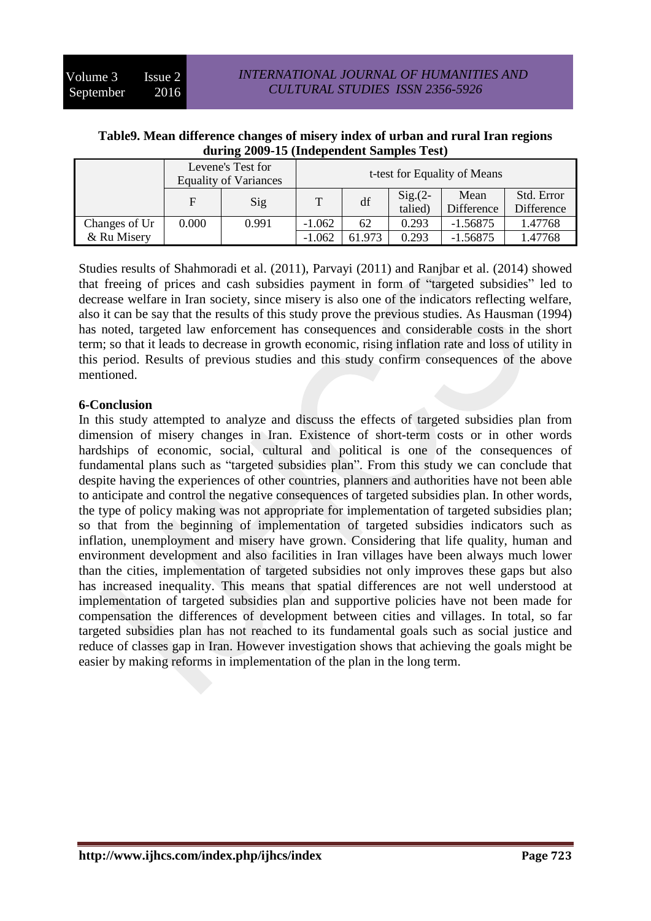**Table9. Mean difference changes of misery index of urban and rural Iran regions during 2009-15 (Independent Samples Test)**

| | Levene's Test for Equality of Variances | | t-test for Equality of Means | | | | |
|---|---|---|---|---|---|---|---|
| | F | Sig | T | df | Sig.(2-talied) | Mean Difference | Std. Error Difference |
| Changes of Ur & Ru Misery | 0.000 | 0.991 | -1.062 | 62 | 0.293 | -1.56875 | 1.47768 |
| | | | -1.062 | 61.973 | 0.293 | -1.56875 | 1.47768 |

Studies results of Shahmoradi et al. (2011), Parvayi (2011) and Ranjbar et al. (2014) showed that freeing of prices and cash subsidies payment in form of "targeted subsidies" led to decrease welfare in Iran society, since misery is also one of the indicators reflecting welfare, also it can be say that the results of this study prove the previous studies. As Hausman (1994) has noted, targeted law enforcement has consequences and considerable costs in the short term; so that it leads to decrease in growth economic, rising inflation rate and loss of utility in this period. Results of previous studies and this study confirm consequences of the above mentioned.

## 6-Conclusion

In this study attempted to analyze and discuss the effects of targeted subsidies plan from dimension of misery changes in Iran. Existence of short-term costs or in other words hardships of economic, social, cultural and political is one of the consequences of fundamental plans such as "targeted subsidies plan". From this study we can conclude that despite having the experiences of other countries, planners and authorities have not been able to anticipate and control the negative consequences of targeted subsidies plan. In other words, the type of policy making was not appropriate for implementation of targeted subsidies plan; so that from the beginning of implementation of targeted subsidies indicators such as inflation, unemployment and misery have grown. Considering that life quality, human and environment development and also facilities in Iran villages have been always much lower than the cities, implementation of targeted subsidies not only improves these gaps but also has increased inequality. This means that spatial differences are not well understood at implementation of targeted subsidies plan and supportive policies have not been made for compensation the differences of development between cities and villages. In total, so far targeted subsidies plan has not reached to its fundamental goals such as social justice and reduce of classes gap in Iran. However investigation shows that achieving the goals might be easier by making reforms in implementation of the plan in the long term.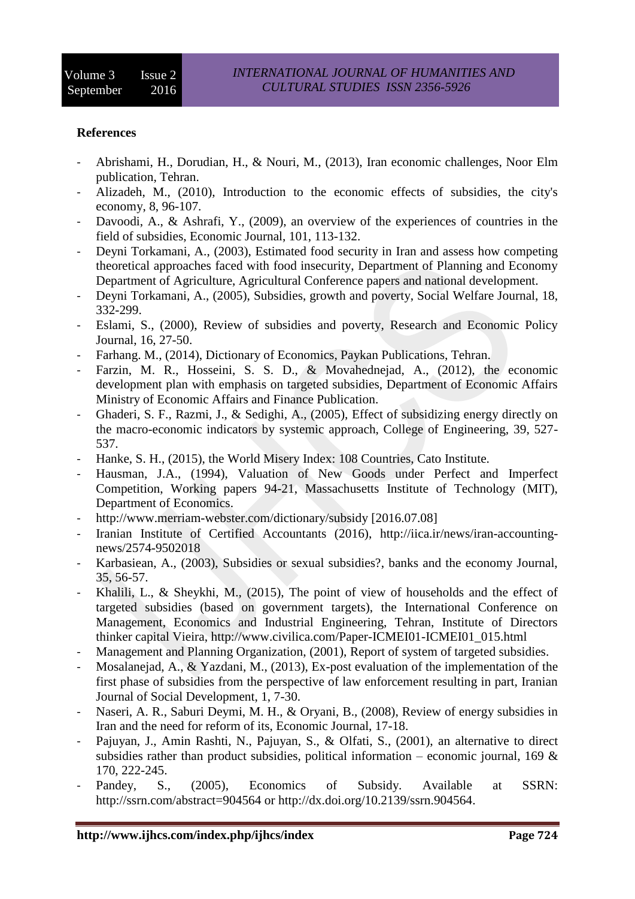**References**

- Abrishami, H., Dorudian, H., & Nouri, M., (2013), Iran economic challenges, Noor Elm publication, Tehran.
- Alizadeh, M., (2010), Introduction to the economic effects of subsidies, the city's economy, 8, 96-107.
- Davoodi, A., & Ashrafi, Y., (2009), an overview of the experiences of countries in the field of subsidies, Economic Journal, 101, 113-132.
- Deyni Torkamani, A., (2003), Estimated food security in Iran and assess how competing theoretical approaches faced with food insecurity, Department of Planning and Economy Department of Agriculture, Agricultural Conference papers and national development.
- Deyni Torkamani, A., (2005), Subsidies, growth and poverty, Social Welfare Journal, 18, 332-299.
- Eslami, S., (2000), Review of subsidies and poverty, Research and Economic Policy Journal, 16, 27-50.
- Farhang. M., (2014), Dictionary of Economics, Paykan Publications, Tehran.
- Farzin, M. R., Hosseini, S. S. D., & Movahednejad, A., (2012), the economic development plan with emphasis on targeted subsidies, Department of Economic Affairs Ministry of Economic Affairs and Finance Publication.
- Ghaderi, S. F., Razmi, J., & Sedighi, A., (2005), Effect of subsidizing energy directly on the macro-economic indicators by systemic approach, College of Engineering, 39, 527-537.
- Hanke, S. H., (2015), the World Misery Index: 108 Countries, Cato Institute.
- Hausman, J.A., (1994), Valuation of New Goods under Perfect and Imperfect Competition, Working papers 94-21, Massachusetts Institute of Technology (MIT), Department of Economics.
- http://www.merriam-webster.com/dictionary/subsidy [2016.07.08]
- Iranian Institute of Certified Accountants (2016), http://iica.ir/news/iran-accounting-news/2574-9502018
- Karbasiean, A., (2003), Subsidies or sexual subsidies?, banks and the economy Journal, 35, 56-57.
- Khalili, L., & Sheykhi, M., (2015), The point of view of households and the effect of targeted subsidies (based on government targets), the International Conference on Management, Economics and Industrial Engineering, Tehran, Institute of Directors thinker capital Vieira, http://www.civilica.com/Paper-ICMEI01-ICMEI01_015.html
- Management and Planning Organization, (2001), Report of system of targeted subsidies.
- Mosalanejad, A., & Yazdani, M., (2013), Ex-post evaluation of the implementation of the first phase of subsidies from the perspective of law enforcement resulting in part, Iranian Journal of Social Development, 1, 7-30.
- Naseri, A. R., Saburi Deymi, M. H., & Oryani, B., (2008), Review of energy subsidies in Iran and the need for reform of its, Economic Journal, 17-18.
- Pajuyan, J., Amin Rashti, N., Pajuyan, S., & Olfati, S., (2001), an alternative to direct subsidies rather than product subsidies, political information – economic journal, 169 & 170, 222-245.
- Pandey, S., (2005), Economics of Subsidy. Available at SSRN: http://ssrn.com/abstract=904564 or http://dx.doi.org/10.2139/ssrn.904564.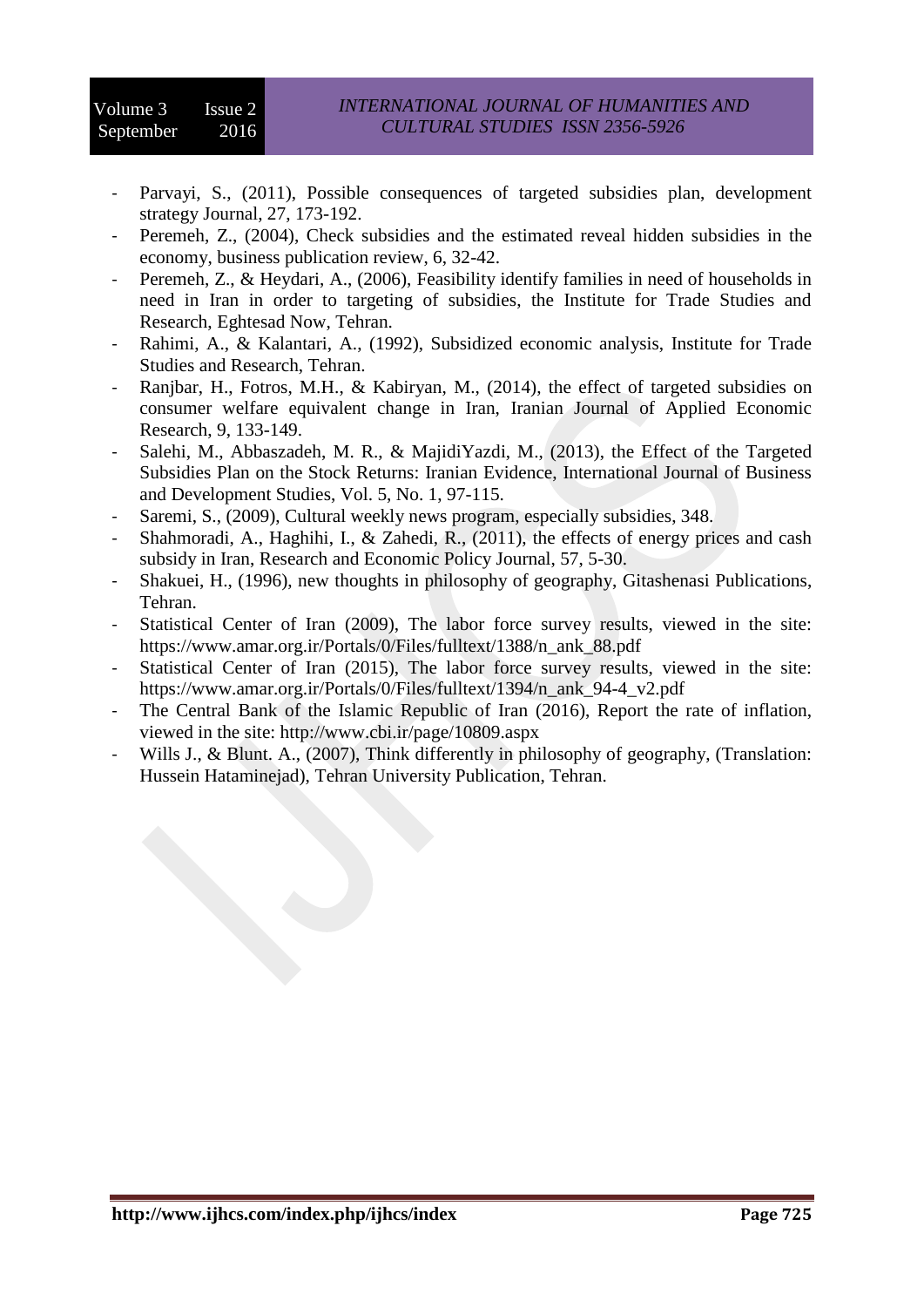- Parvayi, S., (2011), Possible consequences of targeted subsidies plan, development strategy Journal, 27, 173-192.
- Peremeh, Z., (2004), Check subsidies and the estimated reveal hidden subsidies in the economy, business publication review, 6, 32-42.
- Peremeh, Z., & Heydari, A., (2006), Feasibility identify families in need of households in need in Iran in order to targeting of subsidies, the Institute for Trade Studies and Research, Eghtesad Now, Tehran.
- Rahimi, A., & Kalantari, A., (1992), Subsidized economic analysis, Institute for Trade Studies and Research, Tehran.
- Ranjbar, H., Fotros, M.H., & Kabiryan, M., (2014), the effect of targeted subsidies on consumer welfare equivalent change in Iran, Iranian Journal of Applied Economic Research, 9, 133-149.
- Salehi, M., Abbaszadeh, M. R., & MajidiYazdi, M., (2013), the Effect of the Targeted Subsidies Plan on the Stock Returns: Iranian Evidence, International Journal of Business and Development Studies, Vol. 5, No. 1, 97-115.
- Saremi, S., (2009), Cultural weekly news program, especially subsidies, 348.
- Shahmoradi, A., Haghihi, I., & Zahedi, R., (2011), the effects of energy prices and cash subsidy in Iran, Research and Economic Policy Journal, 57, 5-30.
- Shakuei, H., (1996), new thoughts in philosophy of geography, Gitashenasi Publications, Tehran.
- Statistical Center of Iran (2009), The labor force survey results, viewed in the site: https://www.amar.org.ir/Portals/0/Files/fulltext/1388/n_ank_88.pdf
- Statistical Center of Iran (2015), The labor force survey results, viewed in the site: https://www.amar.org.ir/Portals/0/Files/fulltext/1394/n_ank_94-4_v2.pdf
- The Central Bank of the Islamic Republic of Iran (2016), Report the rate of inflation, viewed in the site: http://www.cbi.ir/page/10809.aspx
- Wills J., & Blunt. A., (2007), Think differently in philosophy of geography, (Translation: Hussein Hataminejad), Tehran University Publication, Tehran.